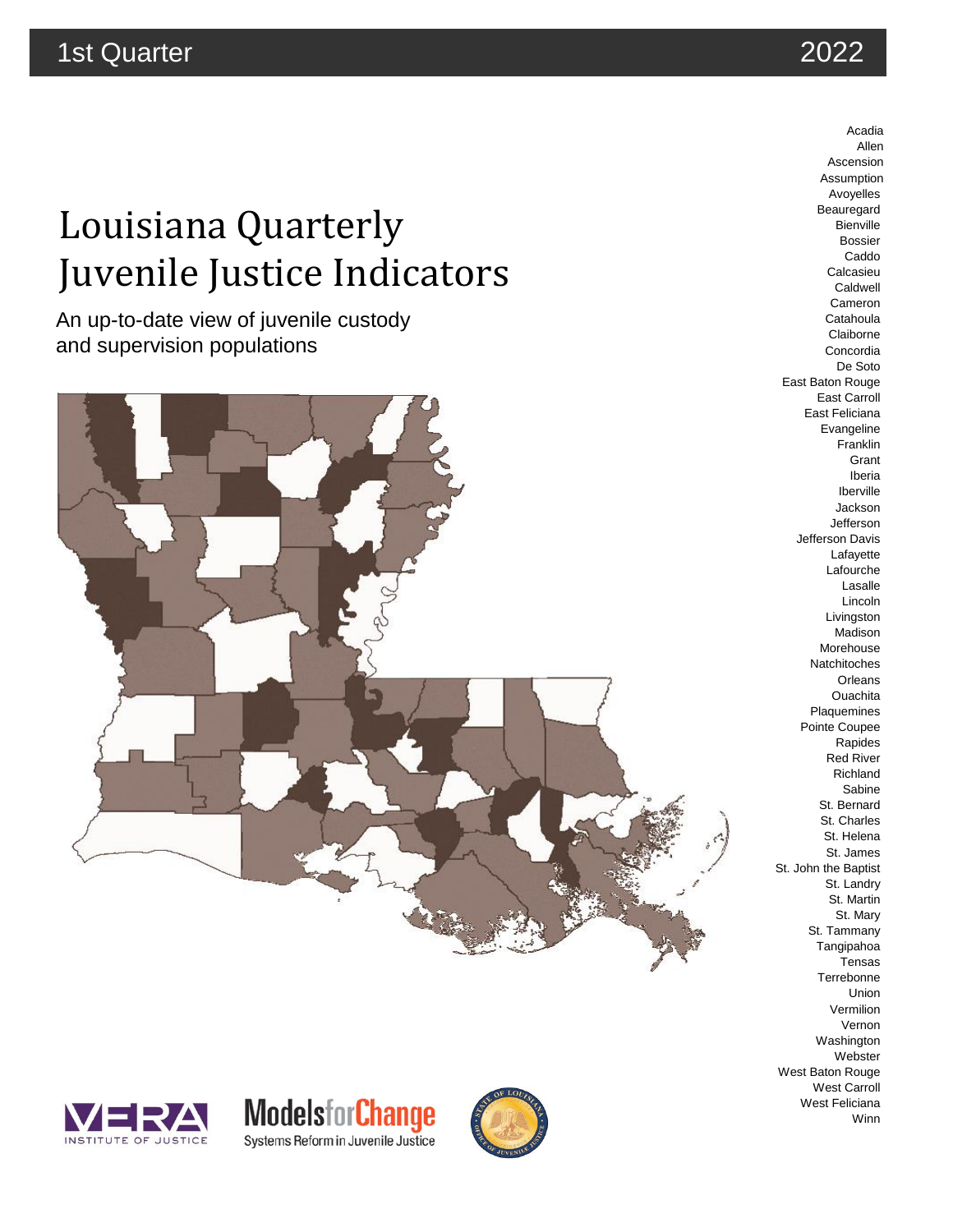1st Quarter 2022

# Louisiana Quarterly Juvenile Justice Indicators

An up-to-date view of juvenile custody and supervision populations

Acadia
Allen
Ascension
Assumption
Avoyelles
Beauregard
Bienville
Bossier
Caddo
Calcasieu
Caldwell
Cameron
Catahoula
Claiborne
Concordia
De Soto
East Baton Rouge
East Carroll
East Feliciana
Evangeline
Franklin
Grant
Iberia
Iberville
Jackson
Jefferson
Jefferson Davis
Lafayette
Lafourche
Lasalle
Lincoln
Livingston
Madison
Morehouse
Natchitoches
Orleans
Ouachita
Plaquemines
Pointe Coupee
Rapides
Red River
Richland
Sabine
St. Bernard
St. Charles
St. Helena
St. James
St. John the Baptist
St. Landry
St. Martin
St. Mary
St. Tammany
Tangipahoa
Tensas
Terrebonne
Union
Vermilion
Vernon
Washington
Webster
West Baton Rouge
West Carroll
West Feliciana
Winn

VERA INSTITUTE OF JUSTICE

Models for Change
Systems Reform in Juvenile Justice

State of Louisiana Office of Juvenile Justice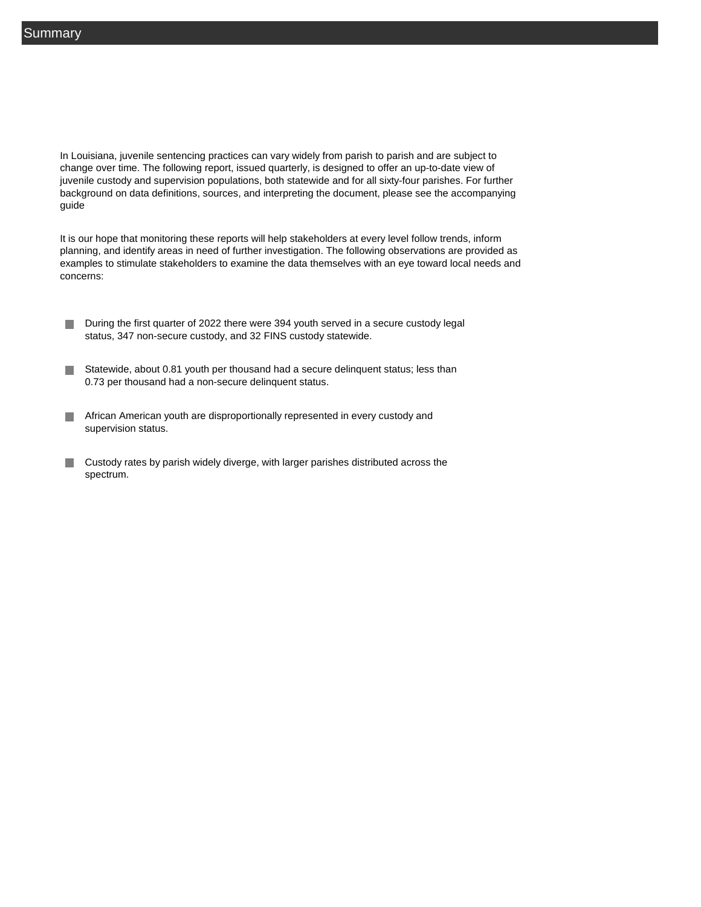# Summary

In Louisiana, juvenile sentencing practices can vary widely from parish to parish and are subject to change over time. The following report, issued quarterly, is designed to offer an up-to-date view of juvenile custody and supervision populations, both statewide and for all sixty-four parishes. For further background on data definitions, sources, and interpreting the document, please see the accompanying guide

It is our hope that monitoring these reports will help stakeholders at every level follow trends, inform planning, and identify areas in need of further investigation. The following observations are provided as examples to stimulate stakeholders to examine the data themselves with an eye toward local needs and concerns:

- During the first quarter of 2022 there were 394 youth served in a secure custody legal status, 347 non-secure custody, and 32 FINS custody statewide.
- Statewide, about 0.81 youth per thousand had a secure delinquent status; less than 0.73 per thousand had a non-secure delinquent status.
- African American youth are disproportionally represented in every custody and supervision status.
- Custody rates by parish widely diverge, with larger parishes distributed across the spectrum.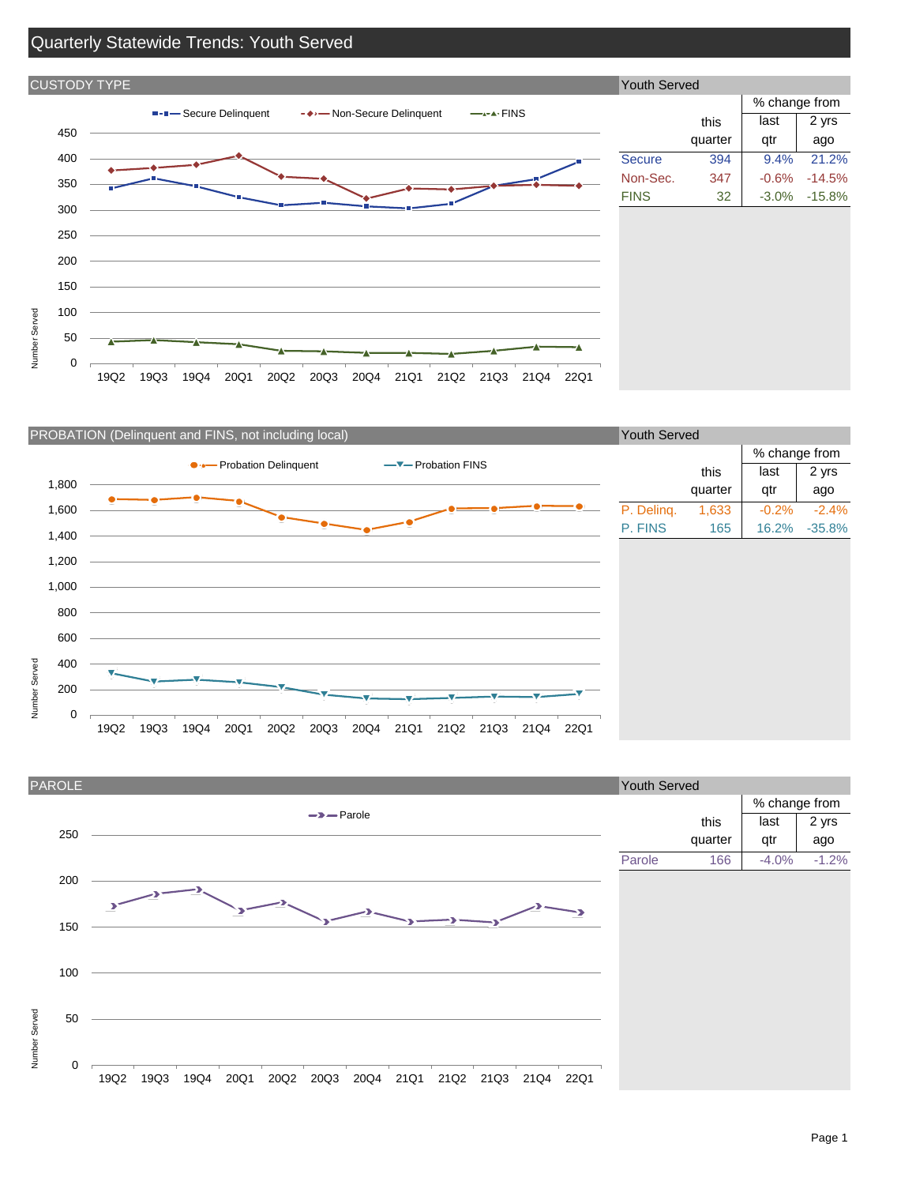# Quarterly Statewide Trends: Youth Served

## CUSTODY TYPE

Secure Delinquent — Non-Secure Delinquent — FINS

Number Served

450, 400, 350, 300, 250, 200, 150, 100, 50, 0

19Q2 19Q3 19Q4 20Q1 20Q2 20Q3 20Q4 21Q1 21Q2 21Q3 21Q4 22Q1

| Youth Served | this quarter | % change from last qtr | % change from 2 yrs ago |
|---|---|---|---|
| Secure | 394 | 9.4% | 21.2% |
| Non-Sec. | 347 | -0.6% | -14.5% |
| FINS | 32 | -3.0% | -15.8% |

## PROBATION (Delinquent and FINS, not including local)

Probation Delinquent — Probation FINS

Number Served

1,800, 1,600, 1,400, 1,200, 1,000, 800, 600, 400, 200, 0

19Q2 19Q3 19Q4 20Q1 20Q2 20Q3 20Q4 21Q1 21Q2 21Q3 21Q4 22Q1

| Youth Served | this quarter | % change from last qtr | % change from 2 yrs ago |
|---|---|---|---|
| P. Delinq. | 1,633 | -0.2% | -2.4% |
| P. FINS | 165 | 16.2% | -35.8% |

## PAROLE

Parole

Number Served

250, 200, 150, 100, 50, 0

19Q2 19Q3 19Q4 20Q1 20Q2 20Q3 20Q4 21Q1 21Q2 21Q3 21Q4 22Q1

| Youth Served | this quarter | % change from last qtr | % change from 2 yrs ago |
|---|---|---|---|
| Parole | 166 | -4.0% | -1.2% |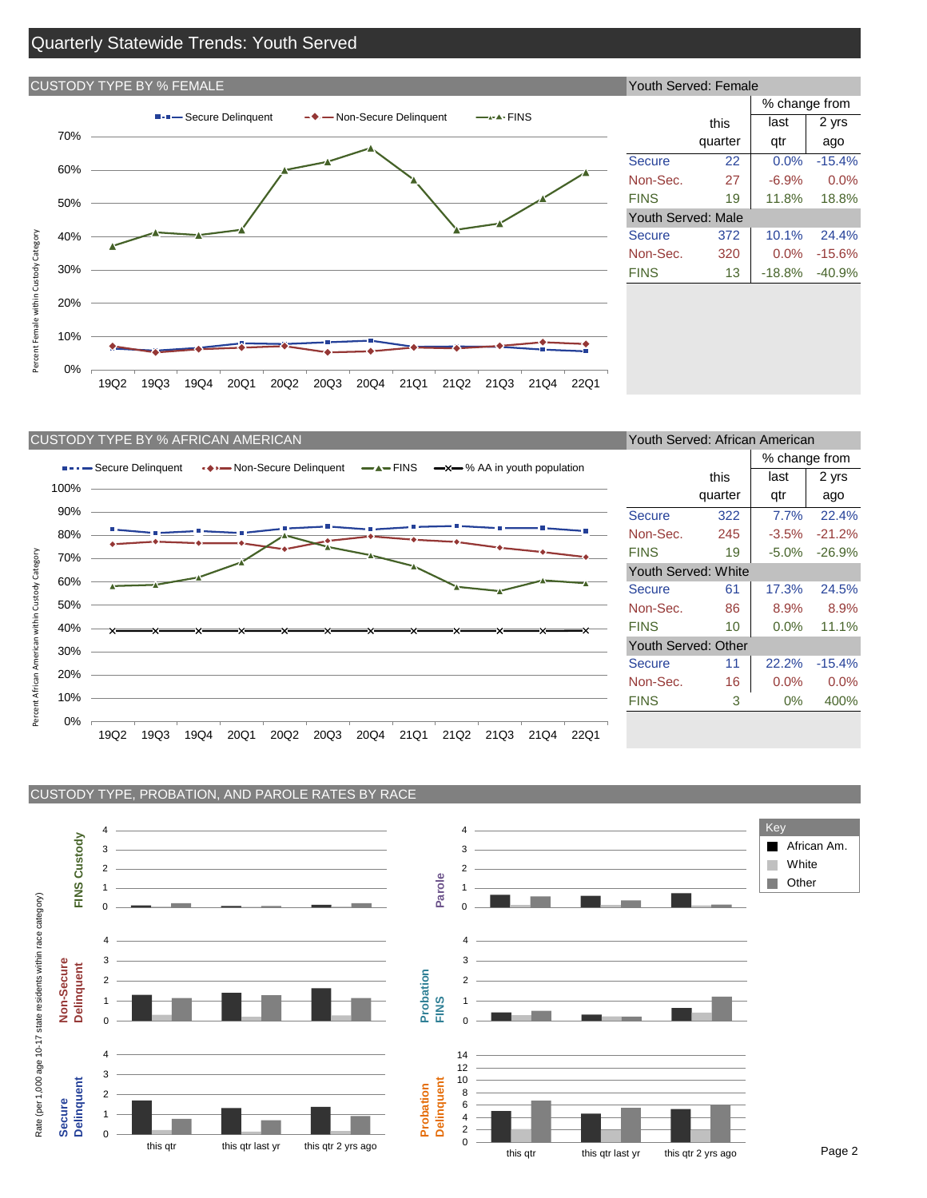# Quarterly Statewide Trends: Youth Served

## CUSTODY TYPE BY % FEMALE

Secure Delinquent — Non-Secure Delinquent — FINS

Percent Female within Custody Category

70% 60% 50% 40% 30% 20% 10% 0%

19Q2 19Q3 19Q4 20Q1 20Q2 20Q3 20Q4 21Q1 21Q2 21Q3 21Q4 22Q1

| Youth Served: Female | this quarter | % change from last qtr | % change from 2 yrs ago |
|---|---|---|---|
| Secure | 22 | 0.0% | -15.4% |
| Non-Sec. | 27 | -6.9% | 0.0% |
| FINS | 19 | 11.8% | 18.8% |
| **Youth Served: Male** | | | |
| Secure | 372 | 10.1% | 24.4% |
| Non-Sec. | 320 | 0.0% | -15.6% |
| FINS | 13 | -18.8% | -40.9% |

## CUSTODY TYPE BY % AFRICAN AMERICAN

Secure Delinquent — Non-Secure Delinquent — FINS — % AA in youth population

Percent African American within Custody Category

100% 90% 80% 70% 60% 50% 40% 30% 20% 10% 0%

19Q2 19Q3 19Q4 20Q1 20Q2 20Q3 20Q4 21Q1 21Q2 21Q3 21Q4 22Q1

| Youth Served: African American | this quarter | % change from last qtr | % change from 2 yrs ago |
|---|---|---|---|
| Secure | 322 | 7.7% | 22.4% |
| Non-Sec. | 245 | -3.5% | -21.2% |
| FINS | 19 | -5.0% | -26.9% |
| **Youth Served: White** | | | |
| Secure | 61 | 17.3% | 24.5% |
| Non-Sec. | 86 | 8.9% | 8.9% |
| FINS | 10 | 0.0% | 11.1% |
| **Youth Served: Other** | | | |
| Secure | 11 | 22.2% | -15.4% |
| Non-Sec. | 16 | 0.0% | 0.0% |
| FINS | 3 | 0% | 400% |

## CUSTODY TYPE, PROBATION, AND PAROLE RATES BY RACE

Rate (per 1,000 age 10-17 state residents within race category)

Charts: FINS Custody; Non-Secure Delinquent; Secure Delinquent; Parole; Probation FINS; Probation Delinquent

this qtr — this qtr last yr — this qtr 2 yrs ago

Key: African Am. / White / Other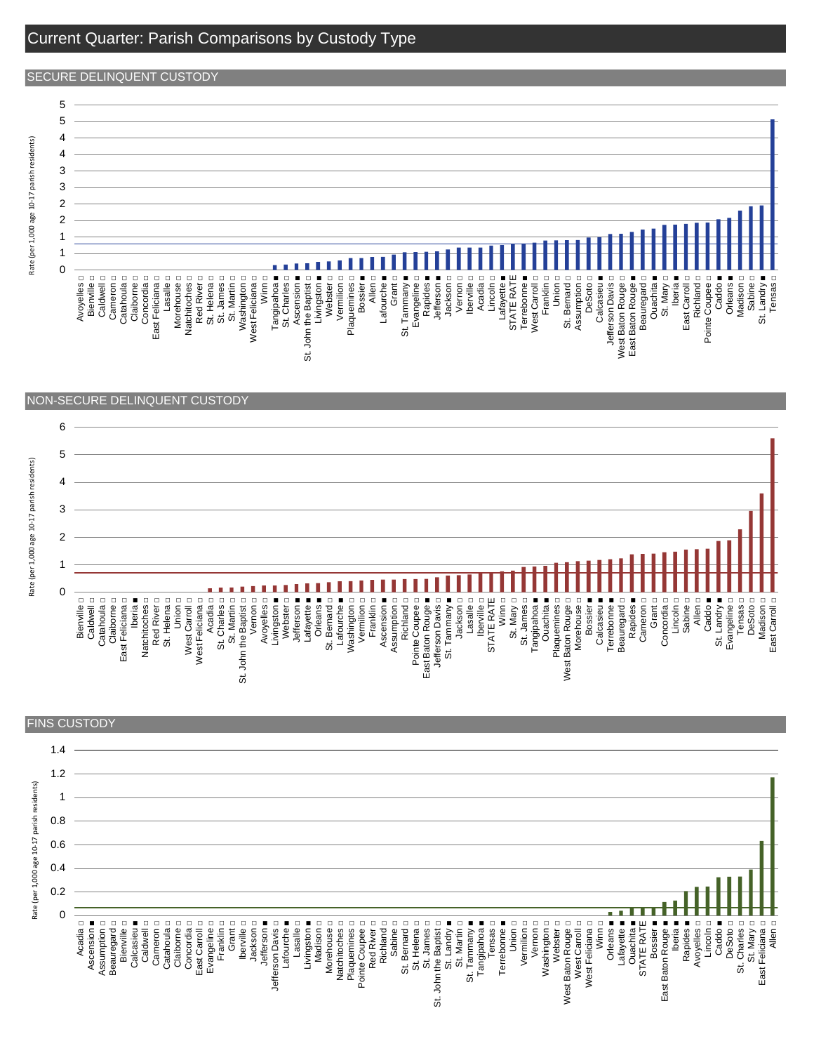# Current Quarter: Parish Comparisons by Custody Type

## SECURE DELINQUENT CUSTODY

Rate (per 1,000 age 10-17 parish residents)

Avoyelles □, Bienville □, Caldwell □, Cameron □, Catahoula □, Claiborne □, Concordia □, East Feliciana □, Lasalle □, Morehouse □, Natchitoches □, Red River □, St. Helena □, St. James □, St. Martin □, Washington □, West Feliciana □, Winn □, Tangipahoa ■, St. Charles □, Ascension ■, St. John the Baptist □, Livingston ■, Webster □, Vermilion □, Plaquemines □, Bossier ■, Allen □, Lafourche ■, Grant □, St. Tammany ■, Evangeline □, Rapides ■, Jefferson ■, Jackson □, Vernon □, Iberville □, Acadia □, Lincoln □, Lafayette ■, STATE RATE, Terrebonne ■, West Carroll □, Franklin □, Union □, St. Bernard □, Assumption □, DeSoto □, Calcasieu ■, Jefferson Davis □, West Baton Rouge □, East Baton Rouge ■, Beauregard □, Ouachita ■, St. Mary □, Iberia ■, East Carroll □, Richland □, Pointe Coupee □, Caddo ■, Orleans ■, Madison □, Sabine □, St. Landry ■, Tensas □

## NON-SECURE DELINQUENT CUSTODY

Rate (per 1,000 age 10-17 parish residents)

Bienville □, Caldwell □, Catahoula □, Claiborne □, East Feliciana □, Iberia ■, Natchitoches □, Red River □, St. Helena □, Union □, West Carroll □, West Feliciana □, Acadia □, St. Charles □, St. Martin □, St. John the Baptist □, Vernon □, Avoyelles □, Livingston ■, Webster □, Jefferson ■, Lafayette ■, Orleans ■, St. Bernard □, Lafourche ■, Washington □, Vermilion □, Franklin □, Ascension ■, Assumption □, Richland □, Pointe Coupee □, East Baton Rouge ■, Jefferson Davis □, St. Tammany ■, Jackson □, Lasalle □, Iberville □, STATE RATE, Winn □, St. Mary □, St. James □, Tangipahoa ■, Ouachita ■, Plaquemines □, West Baton Rouge □, Morehouse □, Bossier ■, Calcasieu ■, Terrebonne ■, Beauregard □, Rapides ■, Cameron □, Grant □, Concordia □, Lincoln □, Sabine □, Allen □, Caddo ■, St. Landry ■, Evangeline □, Tensas □, DeSoto □, Madison □, East Carroll □

## FINS CUSTODY

Rate (per 1,000 age 10-17 parish residents)

Acadia □, Ascension ■, Assumption □, Beauregard □, Bienville □, Calcasieu ■, Caldwell □, Cameron □, Catahoula □, Claiborne □, Concordia □, East Carroll □, Evangeline □, Franklin □, Grant □, Iberville □, Jackson □, Jefferson ■, Jefferson Davis □, Lafourche ■, Lasalle □, Livingston ■, Madison □, Morehouse □, Natchitoches □, Plaquemines □, Pointe Coupee □, Red River □, Richland □, Sabine □, St. Bernard □, St. Helena □, St. James □, St. John the Baptist □, St. Landry ■, St. Martin □, St. Tammany ■, Tangipahoa ■, Tensas □, Terrebonne ■, Union □, Vermilion □, Vernon □, Washington □, Webster □, West Baton Rouge □, West Carroll □, West Feliciana □, Winn □, Orleans ■, Lafayette ■, Ouachita ■, STATE RATE, Bossier ■, East Baton Rouge ■, Iberia ■, Rapides ■, Avoyelles □, Lincoln □, Caddo ■, DeSoto □, St. Charles □, St. Mary □, East Feliciana □, Allen □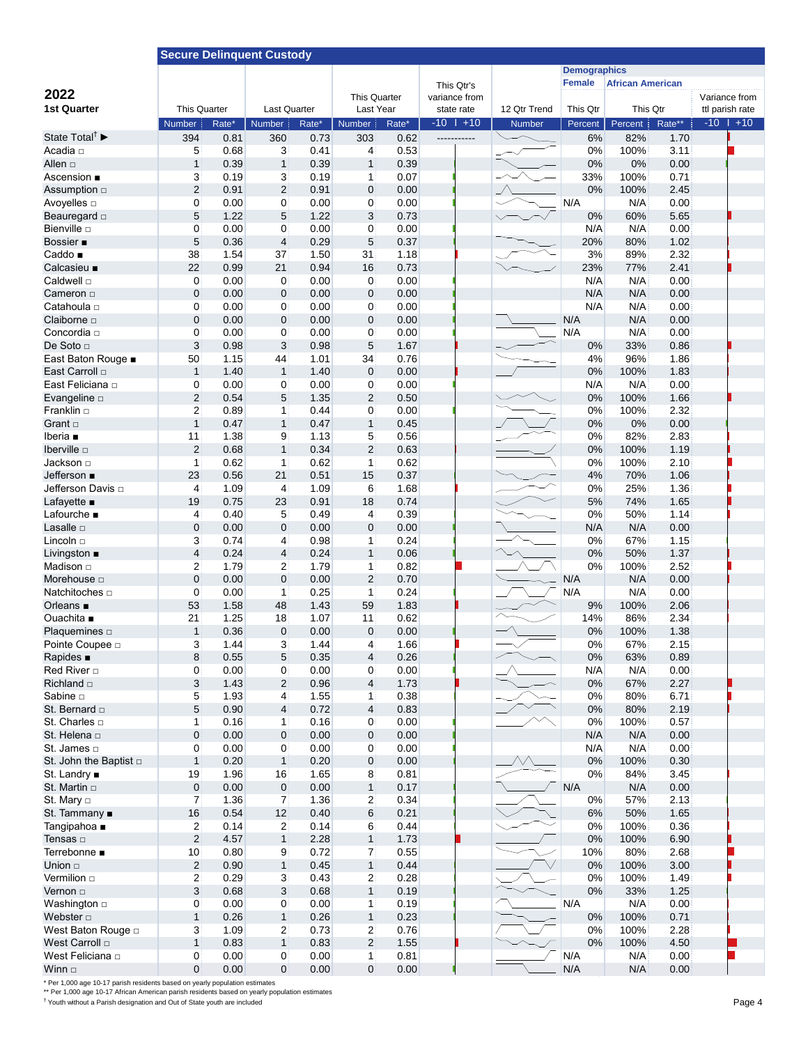## Secure Delinquent Custody

**2022**
**1st Quarter**

| | This Quarter | | Last Quarter | | This Quarter Last Year | | This Qtr's variance from state rate | 12 Qtr Trend | Demographics Female | African American | | Variance from ttl parish rate |
|---|---|---|---|---|---|---|---|---|---|---|---|---|
| | Number | Rate* | Number | Rate* | Number | Rate* | -10 / +10 | Number | This Qtr Percent | This Qtr Percent | Rate** | -10 / +10 |
| State Total[†] ► | 394 | 0.81 | 360 | 0.73 | 303 | 0.62 | ----------- | | 6% | 82% | 1.70 | |
| Acadia □ | 5 | 0.68 | 3 | 0.41 | 4 | 0.53 | | | 0% | 100% | 3.11 | |
| Allen □ | 1 | 0.39 | 1 | 0.39 | 1 | 0.39 | | | 0% | 0% | 0.00 | |
| Ascension ■ | 3 | 0.19 | 3 | 0.19 | 1 | 0.07 | | | 33% | 100% | 0.71 | |
| Assumption □ | 2 | 0.91 | 2 | 0.91 | 0 | 0.00 | | | 0% | 100% | 2.45 | |
| Avoyelles □ | 0 | 0.00 | 0 | 0.00 | 0 | 0.00 | | | N/A | N/A | 0.00 | |
| Beauregard □ | 5 | 1.22 | 5 | 1.22 | 3 | 0.73 | | | 0% | 60% | 5.65 | |
| Bienville □ | 0 | 0.00 | 0 | 0.00 | 0 | 0.00 | | | N/A | N/A | 0.00 | |
| Bossier ■ | 5 | 0.36 | 4 | 0.29 | 5 | 0.37 | | | 20% | 80% | 1.02 | |
| Caddo ■ | 38 | 1.54 | 37 | 1.50 | 31 | 1.18 | | | 3% | 89% | 2.32 | |
| Calcasieu ■ | 22 | 0.99 | 21 | 0.94 | 16 | 0.73 | | | 23% | 77% | 2.41 | |
| Caldwell □ | 0 | 0.00 | 0 | 0.00 | 0 | 0.00 | | | N/A | N/A | 0.00 | |
| Cameron □ | 0 | 0.00 | 0 | 0.00 | 0 | 0.00 | | | N/A | N/A | 0.00 | |
| Catahoula □ | 0 | 0.00 | 0 | 0.00 | 0 | 0.00 | | | N/A | N/A | 0.00 | |
| Claiborne □ | 0 | 0.00 | 0 | 0.00 | 0 | 0.00 | | | N/A | N/A | 0.00 | |
| Concordia □ | 0 | 0.00 | 0 | 0.00 | 0 | 0.00 | | | N/A | N/A | 0.00 | |
| De Soto □ | 3 | 0.98 | 3 | 0.98 | 5 | 1.67 | | | 0% | 33% | 0.86 | |
| East Baton Rouge ■ | 50 | 1.15 | 44 | 1.01 | 34 | 0.76 | | | 4% | 96% | 1.86 | |
| East Carroll □ | 1 | 1.40 | 1 | 1.40 | 0 | 0.00 | | | 0% | 100% | 1.83 | |
| East Feliciana □ | 0 | 0.00 | 0 | 0.00 | 0 | 0.00 | | | N/A | N/A | 0.00 | |
| Evangeline □ | 2 | 0.54 | 5 | 1.35 | 2 | 0.50 | | | 0% | 100% | 1.66 | |
| Franklin □ | 2 | 0.89 | 1 | 0.44 | 0 | 0.00 | | | 0% | 100% | 2.32 | |
| Grant □ | 1 | 0.47 | 1 | 0.47 | 1 | 0.45 | | | 0% | 0% | 0.00 | |
| Iberia ■ | 11 | 1.38 | 9 | 1.13 | 5 | 0.56 | | | 0% | 82% | 2.83 | |
| Iberville □ | 2 | 0.68 | 1 | 0.34 | 2 | 0.63 | | | 0% | 100% | 1.19 | |
| Jackson □ | 1 | 0.62 | 1 | 0.62 | 1 | 0.62 | | | 0% | 100% | 2.10 | |
| Jefferson ■ | 23 | 0.56 | 21 | 0.51 | 15 | 0.37 | | | 4% | 70% | 1.06 | |
| Jefferson Davis □ | 4 | 1.09 | 4 | 1.09 | 6 | 1.68 | | | 0% | 25% | 1.36 | |
| Lafayette ■ | 19 | 0.75 | 23 | 0.91 | 18 | 0.74 | | | 5% | 74% | 1.65 | |
| Lafourche ■ | 4 | 0.40 | 5 | 0.49 | 4 | 0.39 | | | 0% | 50% | 1.14 | |
| Lasalle □ | 0 | 0.00 | 0 | 0.00 | 0 | 0.00 | | | N/A | N/A | 0.00 | |
| Lincoln □ | 3 | 0.74 | 4 | 0.98 | 1 | 0.24 | | | 0% | 67% | 1.15 | |
| Livingston ■ | 4 | 0.24 | 4 | 0.24 | 1 | 0.06 | | | 0% | 50% | 1.37 | |
| Madison □ | 2 | 1.79 | 2 | 1.79 | 1 | 0.82 | | | 0% | 100% | 2.52 | |
| Morehouse □ | 0 | 0.00 | 0 | 0.00 | 2 | 0.70 | | | N/A | N/A | 0.00 | |
| Natchitoches □ | 0 | 0.00 | 1 | 0.25 | 1 | 0.24 | | | N/A | N/A | 0.00 | |
| Orleans ■ | 53 | 1.58 | 48 | 1.43 | 59 | 1.83 | | | 9% | 100% | 2.06 | |
| Ouachita ■ | 21 | 1.25 | 18 | 1.07 | 11 | 0.62 | | | 14% | 86% | 2.34 | |
| Plaquemines □ | 1 | 0.36 | 0 | 0.00 | 0 | 0.00 | | | 0% | 100% | 1.38 | |
| Pointe Coupee □ | 3 | 1.44 | 3 | 1.44 | 4 | 1.66 | | | 0% | 67% | 2.15 | |
| Rapides ■ | 8 | 0.55 | 5 | 0.35 | 4 | 0.26 | | | 0% | 63% | 0.89 | |
| Red River □ | 0 | 0.00 | 0 | 0.00 | 0 | 0.00 | | | N/A | N/A | 0.00 | |
| Richland □ | 3 | 1.43 | 2 | 0.96 | 4 | 1.73 | | | 0% | 67% | 2.27 | |
| Sabine □ | 5 | 1.93 | 4 | 1.55 | 1 | 0.38 | | | 0% | 80% | 6.71 | |
| St. Bernard □ | 5 | 0.90 | 4 | 0.72 | 4 | 0.83 | | | 0% | 80% | 2.19 | |
| St. Charles □ | 1 | 0.16 | 1 | 0.16 | 0 | 0.00 | | | 0% | 100% | 0.57 | |
| St. Helena □ | 0 | 0.00 | 0 | 0.00 | 0 | 0.00 | | | N/A | N/A | 0.00 | |
| St. James □ | 0 | 0.00 | 0 | 0.00 | 0 | 0.00 | | | N/A | N/A | 0.00 | |
| St. John the Baptist □ | 1 | 0.20 | 1 | 0.20 | 0 | 0.00 | | | 0% | 100% | 0.30 | |
| St. Landry ■ | 19 | 1.96 | 16 | 1.65 | 8 | 0.81 | | | 0% | 84% | 3.45 | |
| St. Martin □ | 0 | 0.00 | 0 | 0.00 | 1 | 0.17 | | | N/A | N/A | 0.00 | |
| St. Mary □ | 7 | 1.36 | 7 | 1.36 | 2 | 0.34 | | | 0% | 57% | 2.13 | |
| St. Tammany ■ | 16 | 0.54 | 12 | 0.40 | 6 | 0.21 | | | 6% | 50% | 1.65 | |
| Tangipahoa ■ | 2 | 0.14 | 2 | 0.14 | 6 | 0.44 | | | 0% | 100% | 0.36 | |
| Tensas □ | 2 | 4.57 | 1 | 2.28 | 1 | 1.73 | | | 0% | 100% | 6.90 | |
| Terrebonne ■ | 10 | 0.80 | 9 | 0.72 | 7 | 0.55 | | | 10% | 80% | 2.68 | |
| Union □ | 2 | 0.90 | 1 | 0.45 | 1 | 0.44 | | | 0% | 100% | 3.00 | |
| Vermilion □ | 2 | 0.29 | 3 | 0.43 | 2 | 0.28 | | | 0% | 100% | 1.49 | |
| Vernon □ | 3 | 0.68 | 3 | 0.68 | 1 | 0.19 | | | 0% | 33% | 1.25 | |
| Washington □ | 0 | 0.00 | 0 | 0.00 | 1 | 0.19 | | | N/A | N/A | 0.00 | |
| Webster □ | 1 | 0.26 | 1 | 0.26 | 1 | 0.23 | | | 0% | 100% | 0.71 | |
| West Baton Rouge □ | 3 | 1.09 | 2 | 0.73 | 2 | 0.76 | | | 0% | 100% | 2.28 | |
| West Carroll □ | 1 | 0.83 | 1 | 0.83 | 2 | 1.55 | | | 0% | 100% | 4.50 | |
| West Feliciana □ | 0 | 0.00 | 0 | 0.00 | 1 | 0.81 | | | N/A | N/A | 0.00 | |
| Winn □ | 0 | 0.00 | 0 | 0.00 | 0 | 0.00 | | | N/A | N/A | 0.00 | |

\* Per 1,000 age 10-17 parish residents based on yearly population estimates
\** Per 1,000 age 10-17 African American parish residents based on yearly population estimates
[†] Youth without a Parish designation and Out of State youth are included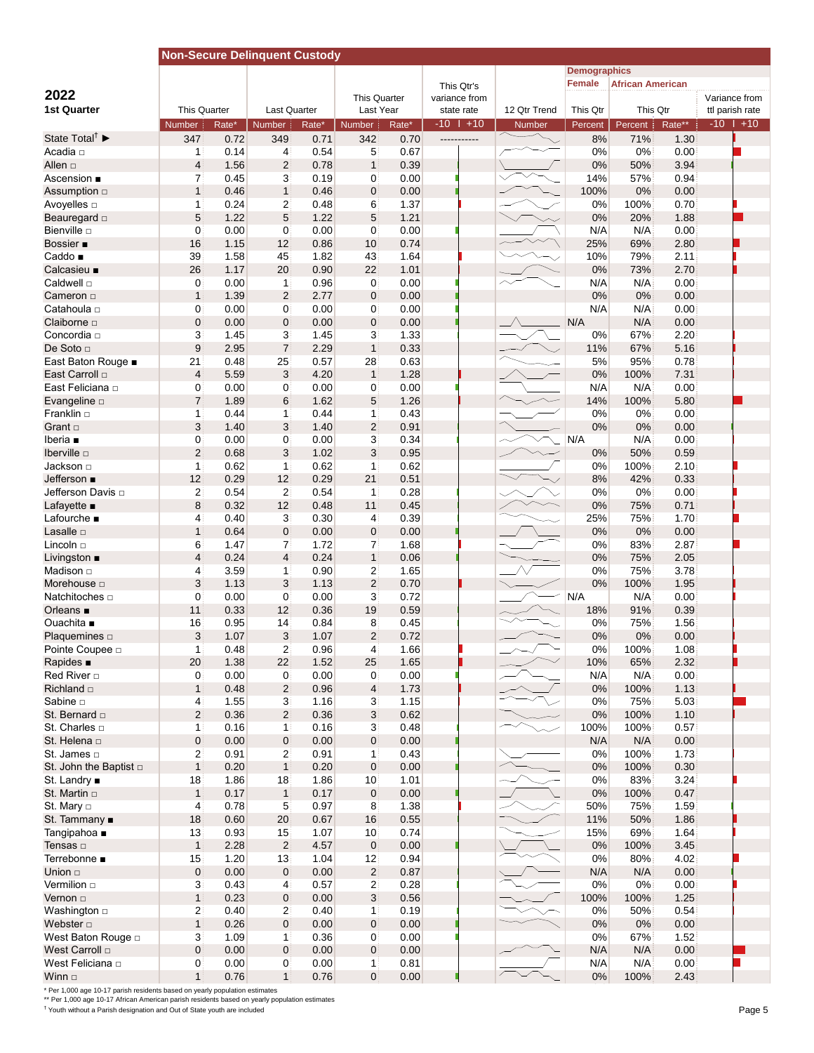## Non-Secure Delinquent Custody

**2022**
**1st Quarter**

| | This Quarter | | Last Quarter | | This Quarter Last Year | | This Qtr's variance from state rate | 12 Qtr Trend | Demographics: Female | African American | | Variance from ttl parish rate |
|---|---|---|---|---|---|---|---|---|---|---|---|---|
| | Number | Rate* | Number | Rate* | Number | Rate* | -10 \| +10 | Number | This Qtr Percent | This Qtr Percent | Rate** | -10 \| +10 |
| State Total† ▶ | 347 | 0.72 | 349 | 0.71 | 342 | 0.70 | ----------- | | 8% | 71% | 1.30 | |
| Acadia □ | 1 | 0.14 | 4 | 0.54 | 5 | 0.67 | | | 0% | 0% | 0.00 | |
| Allen □ | 4 | 1.56 | 2 | 0.78 | 1 | 0.39 | | | 0% | 50% | 3.94 | |
| Ascension ■ | 7 | 0.45 | 3 | 0.19 | 0 | 0.00 | | | 14% | 57% | 0.94 | |
| Assumption □ | 1 | 0.46 | 1 | 0.46 | 0 | 0.00 | | | 100% | 0% | 0.00 | |
| Avoyelles □ | 1 | 0.24 | 2 | 0.48 | 6 | 1.37 | | | 0% | 100% | 0.70 | |
| Beauregard □ | 5 | 1.22 | 5 | 1.22 | 5 | 1.21 | | | 0% | 20% | 1.88 | |
| Bienville □ | 0 | 0.00 | 0 | 0.00 | 0 | 0.00 | | | N/A | N/A | 0.00 | |
| Bossier ■ | 16 | 1.15 | 12 | 0.86 | 10 | 0.74 | | | 25% | 69% | 2.80 | |
| Caddo ■ | 39 | 1.58 | 45 | 1.82 | 43 | 1.64 | | | 10% | 79% | 2.11 | |
| Calcasieu ■ | 26 | 1.17 | 20 | 0.90 | 22 | 1.01 | | | 0% | 73% | 2.70 | |
| Caldwell □ | 0 | 0.00 | 1 | 0.96 | 0 | 0.00 | | | N/A | N/A | 0.00 | |
| Cameron □ | 1 | 1.39 | 2 | 2.77 | 0 | 0.00 | | | 0% | 0% | 0.00 | |
| Catahoula □ | 0 | 0.00 | 0 | 0.00 | 0 | 0.00 | | | N/A | N/A | 0.00 | |
| Claiborne □ | 0 | 0.00 | 0 | 0.00 | 0 | 0.00 | | | N/A | N/A | 0.00 | |
| Concordia □ | 3 | 1.45 | 3 | 1.45 | 3 | 1.33 | | | 0% | 67% | 2.20 | |
| De Soto □ | 9 | 2.95 | 7 | 2.29 | 1 | 0.33 | | | 11% | 67% | 5.16 | |
| East Baton Rouge ■ | 21 | 0.48 | 25 | 0.57 | 28 | 0.63 | | | 5% | 95% | 0.78 | |
| East Carroll □ | 4 | 5.59 | 3 | 4.20 | 1 | 1.28 | | | 0% | 100% | 7.31 | |
| East Feliciana □ | 0 | 0.00 | 0 | 0.00 | 0 | 0.00 | | | N/A | N/A | 0.00 | |
| Evangeline □ | 7 | 1.89 | 6 | 1.62 | 5 | 1.26 | | | 14% | 100% | 5.80 | |
| Franklin □ | 1 | 0.44 | 1 | 0.44 | 1 | 0.43 | | | 0% | 0% | 0.00 | |
| Grant □ | 3 | 1.40 | 3 | 1.40 | 2 | 0.91 | | | 0% | 0% | 0.00 | |
| Iberia ■ | 0 | 0.00 | 0 | 0.00 | 3 | 0.34 | | | N/A | N/A | 0.00 | |
| Iberville □ | 2 | 0.68 | 3 | 1.02 | 3 | 0.95 | | | 0% | 50% | 0.59 | |
| Jackson □ | 1 | 0.62 | 1 | 0.62 | 1 | 0.62 | | | 0% | 100% | 2.10 | |
| Jefferson ■ | 12 | 0.29 | 12 | 0.29 | 21 | 0.51 | | | 8% | 42% | 0.33 | |
| Jefferson Davis □ | 2 | 0.54 | 2 | 0.54 | 1 | 0.28 | | | 0% | 0% | 0.00 | |
| Lafayette ■ | 8 | 0.32 | 12 | 0.48 | 11 | 0.45 | | | 0% | 75% | 0.71 | |
| Lafourche ■ | 4 | 0.40 | 3 | 0.30 | 4 | 0.39 | | | 25% | 75% | 1.70 | |
| Lasalle □ | 1 | 0.64 | 0 | 0.00 | 0 | 0.00 | | | 0% | 0% | 0.00 | |
| Lincoln □ | 6 | 1.47 | 7 | 1.72 | 7 | 1.68 | | | 0% | 83% | 2.87 | |
| Livingston ■ | 4 | 0.24 | 4 | 0.24 | 1 | 0.06 | | | 0% | 75% | 2.05 | |
| Madison □ | 4 | 3.59 | 1 | 0.90 | 2 | 1.65 | | | 0% | 75% | 3.78 | |
| Morehouse □ | 3 | 1.13 | 3 | 1.13 | 2 | 0.70 | | | 0% | 100% | 1.95 | |
| Natchitoches □ | 0 | 0.00 | 0 | 0.00 | 3 | 0.72 | | | N/A | N/A | 0.00 | |
| Orleans ■ | 11 | 0.33 | 12 | 0.36 | 19 | 0.59 | | | 18% | 91% | 0.39 | |
| Ouachita ■ | 16 | 0.95 | 14 | 0.84 | 8 | 0.45 | | | 0% | 75% | 1.56 | |
| Plaquemines □ | 3 | 1.07 | 3 | 1.07 | 2 | 0.72 | | | 0% | 0% | 0.00 | |
| Pointe Coupee □ | 1 | 0.48 | 2 | 0.96 | 4 | 1.66 | | | 0% | 100% | 1.08 | |
| Rapides ■ | 20 | 1.38 | 22 | 1.52 | 25 | 1.65 | | | 10% | 65% | 2.32 | |
| Red River □ | 0 | 0.00 | 0 | 0.00 | 0 | 0.00 | | | N/A | N/A | 0.00 | |
| Richland □ | 1 | 0.48 | 2 | 0.96 | 4 | 1.73 | | | 0% | 100% | 1.13 | |
| Sabine □ | 4 | 1.55 | 3 | 1.16 | 3 | 1.15 | | | 0% | 75% | 5.03 | |
| St. Bernard □ | 2 | 0.36 | 2 | 0.36 | 3 | 0.62 | | | 0% | 100% | 1.10 | |
| St. Charles □ | 1 | 0.16 | 1 | 0.16 | 3 | 0.48 | | | 100% | 100% | 0.57 | |
| St. Helena □ | 0 | 0.00 | 0 | 0.00 | 0 | 0.00 | | | N/A | N/A | 0.00 | |
| St. James □ | 2 | 0.91 | 2 | 0.91 | 1 | 0.43 | | | 0% | 100% | 1.73 | |
| St. John the Baptist □ | 1 | 0.20 | 1 | 0.20 | 0 | 0.00 | | | 0% | 100% | 0.30 | |
| St. Landry ■ | 18 | 1.86 | 18 | 1.86 | 10 | 1.01 | | | 0% | 83% | 3.24 | |
| St. Martin □ | 1 | 0.17 | 1 | 0.17 | 0 | 0.00 | | | 0% | 100% | 0.47 | |
| St. Mary □ | 4 | 0.78 | 5 | 0.97 | 8 | 1.38 | | | 50% | 75% | 1.59 | |
| St. Tammany ■ | 18 | 0.60 | 20 | 0.67 | 16 | 0.55 | | | 11% | 50% | 1.86 | |
| Tangipahoa ■ | 13 | 0.93 | 15 | 1.07 | 10 | 0.74 | | | 15% | 69% | 1.64 | |
| Tensas □ | 1 | 2.28 | 2 | 4.57 | 0 | 0.00 | | | 0% | 100% | 3.45 | |
| Terrebonne ■ | 15 | 1.20 | 13 | 1.04 | 12 | 0.94 | | | 0% | 80% | 4.02 | |
| Union □ | 0 | 0.00 | 0 | 0.00 | 2 | 0.87 | | | N/A | N/A | 0.00 | |
| Vermilion □ | 3 | 0.43 | 4 | 0.57 | 2 | 0.28 | | | 0% | 0% | 0.00 | |
| Vernon □ | 1 | 0.23 | 0 | 0.00 | 3 | 0.56 | | | 100% | 100% | 1.25 | |
| Washington □ | 2 | 0.40 | 2 | 0.40 | 1 | 0.19 | | | 0% | 50% | 0.54 | |
| Webster □ | 1 | 0.26 | 0 | 0.00 | 0 | 0.00 | | | 0% | 0% | 0.00 | |
| West Baton Rouge □ | 3 | 1.09 | 1 | 0.36 | 0 | 0.00 | | | 0% | 67% | 1.52 | |
| West Carroll □ | 0 | 0.00 | 0 | 0.00 | 0 | 0.00 | | | N/A | N/A | 0.00 | |
| West Feliciana □ | 0 | 0.00 | 0 | 0.00 | 1 | 0.81 | | | N/A | N/A | 0.00 | |
| Winn □ | 1 | 0.76 | 1 | 0.76 | 0 | 0.00 | | | 0% | 100% | 2.43 | |

\* Per 1,000 age 10-17 parish residents based on yearly population estimates
\*\* Per 1,000 age 10-17 African American parish residents based on yearly population estimates
† Youth without a Parish designation and Out of State youth are included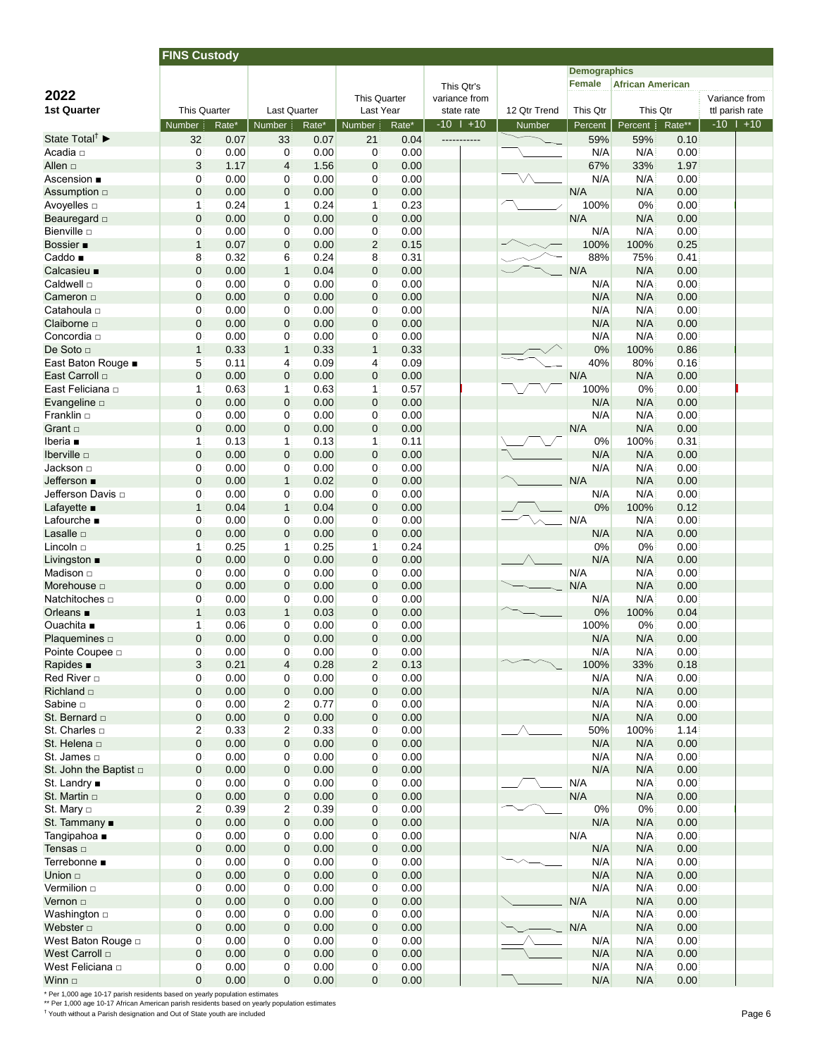## FINS Custody

**2022 1st Quarter**

| | This Quarter | | Last Quarter | | This Quarter Last Year | | This Qtr's variance from state rate | 12 Qtr Trend | Demographics Female | African American | | Variance from ttl parish rate |
|---|---|---|---|---|---|---|---|---|---|---|---|---|
| | Number | Rate* | Number | Rate* | Number | Rate* | -10 \| +10 | Number | This Qtr Percent | This Qtr Percent | Rate** | -10 \| +10 |
| State Total† ► | 32 | 0.07 | 33 | 0.07 | 21 | 0.04 | ----------- | | 59% | 59% | 0.10 | |
| Acadia □ | 0 | 0.00 | 0 | 0.00 | 0 | 0.00 | | | N/A | N/A | 0.00 | |
| Allen □ | 3 | 1.17 | 4 | 1.56 | 0 | 0.00 | | | 67% | 33% | 1.97 | |
| Ascension ■ | 0 | 0.00 | 0 | 0.00 | 0 | 0.00 | | | N/A | N/A | 0.00 | |
| Assumption □ | 0 | 0.00 | 0 | 0.00 | 0 | 0.00 | | | N/A | N/A | 0.00 | |
| Avoyelles □ | 1 | 0.24 | 1 | 0.24 | 1 | 0.23 | | | 100% | 0% | 0.00 | |
| Beauregard □ | 0 | 0.00 | 0 | 0.00 | 0 | 0.00 | | | N/A | N/A | 0.00 | |
| Bienville □ | 0 | 0.00 | 0 | 0.00 | 0 | 0.00 | | | N/A | N/A | 0.00 | |
| Bossier ■ | 1 | 0.07 | 0 | 0.00 | 2 | 0.15 | | | 100% | 100% | 0.25 | |
| Caddo ■ | 8 | 0.32 | 6 | 0.24 | 8 | 0.31 | | | 88% | 75% | 0.41 | |
| Calcasieu ■ | 0 | 0.00 | 1 | 0.04 | 0 | 0.00 | | | N/A | N/A | 0.00 | |
| Caldwell □ | 0 | 0.00 | 0 | 0.00 | 0 | 0.00 | | | N/A | N/A | 0.00 | |
| Cameron □ | 0 | 0.00 | 0 | 0.00 | 0 | 0.00 | | | N/A | N/A | 0.00 | |
| Catahoula □ | 0 | 0.00 | 0 | 0.00 | 0 | 0.00 | | | N/A | N/A | 0.00 | |
| Claiborne □ | 0 | 0.00 | 0 | 0.00 | 0 | 0.00 | | | N/A | N/A | 0.00 | |
| Concordia □ | 0 | 0.00 | 0 | 0.00 | 0 | 0.00 | | | N/A | N/A | 0.00 | |
| De Soto □ | 1 | 0.33 | 1 | 0.33 | 1 | 0.33 | | | 0% | 100% | 0.86 | |
| East Baton Rouge ■ | 5 | 0.11 | 4 | 0.09 | 4 | 0.09 | | | 40% | 80% | 0.16 | |
| East Carroll □ | 0 | 0.00 | 0 | 0.00 | 0 | 0.00 | | | N/A | N/A | 0.00 | |
| East Feliciana □ | 1 | 0.63 | 1 | 0.63 | 1 | 0.57 | | | 100% | 0% | 0.00 | |
| Evangeline □ | 0 | 0.00 | 0 | 0.00 | 0 | 0.00 | | | N/A | N/A | 0.00 | |
| Franklin □ | 0 | 0.00 | 0 | 0.00 | 0 | 0.00 | | | N/A | N/A | 0.00 | |
| Grant □ | 0 | 0.00 | 0 | 0.00 | 0 | 0.00 | | | N/A | N/A | 0.00 | |
| Iberia ■ | 1 | 0.13 | 1 | 0.13 | 1 | 0.11 | | | 0% | 100% | 0.31 | |
| Iberville □ | 0 | 0.00 | 0 | 0.00 | 0 | 0.00 | | | N/A | N/A | 0.00 | |
| Jackson □ | 0 | 0.00 | 0 | 0.00 | 0 | 0.00 | | | N/A | N/A | 0.00 | |
| Jefferson ■ | 0 | 0.00 | 1 | 0.02 | 0 | 0.00 | | | N/A | N/A | 0.00 | |
| Jefferson Davis □ | 0 | 0.00 | 0 | 0.00 | 0 | 0.00 | | | N/A | N/A | 0.00 | |
| Lafayette ■ | 1 | 0.04 | 1 | 0.04 | 0 | 0.00 | | | 0% | 100% | 0.12 | |
| Lafourche ■ | 0 | 0.00 | 0 | 0.00 | 0 | 0.00 | | | N/A | N/A | 0.00 | |
| Lasalle □ | 0 | 0.00 | 0 | 0.00 | 0 | 0.00 | | | N/A | N/A | 0.00 | |
| Lincoln □ | 1 | 0.25 | 1 | 0.25 | 1 | 0.24 | | | 0% | 0% | 0.00 | |
| Livingston ■ | 0 | 0.00 | 0 | 0.00 | 0 | 0.00 | | | N/A | N/A | 0.00 | |
| Madison □ | 0 | 0.00 | 0 | 0.00 | 0 | 0.00 | | | N/A | N/A | 0.00 | |
| Morehouse □ | 0 | 0.00 | 0 | 0.00 | 0 | 0.00 | | | N/A | N/A | 0.00 | |
| Natchitoches □ | 0 | 0.00 | 0 | 0.00 | 0 | 0.00 | | | N/A | N/A | 0.00 | |
| Orleans ■ | 1 | 0.03 | 1 | 0.03 | 0 | 0.00 | | | 0% | 100% | 0.04 | |
| Ouachita ■ | 1 | 0.06 | 0 | 0.00 | 0 | 0.00 | | | 100% | 0% | 0.00 | |
| Plaquemines □ | 0 | 0.00 | 0 | 0.00 | 0 | 0.00 | | | N/A | N/A | 0.00 | |
| Pointe Coupee □ | 0 | 0.00 | 0 | 0.00 | 0 | 0.00 | | | N/A | N/A | 0.00 | |
| Rapides ■ | 3 | 0.21 | 4 | 0.28 | 2 | 0.13 | | | 100% | 33% | 0.18 | |
| Red River □ | 0 | 0.00 | 0 | 0.00 | 0 | 0.00 | | | N/A | N/A | 0.00 | |
| Richland □ | 0 | 0.00 | 0 | 0.00 | 0 | 0.00 | | | N/A | N/A | 0.00 | |
| Sabine □ | 0 | 0.00 | 2 | 0.77 | 0 | 0.00 | | | N/A | N/A | 0.00 | |
| St. Bernard □ | 0 | 0.00 | 0 | 0.00 | 0 | 0.00 | | | N/A | N/A | 0.00 | |
| St. Charles □ | 2 | 0.33 | 2 | 0.33 | 0 | 0.00 | | | 50% | 100% | 1.14 | |
| St. Helena □ | 0 | 0.00 | 0 | 0.00 | 0 | 0.00 | | | N/A | N/A | 0.00 | |
| St. James □ | 0 | 0.00 | 0 | 0.00 | 0 | 0.00 | | | N/A | N/A | 0.00 | |
| St. John the Baptist □ | 0 | 0.00 | 0 | 0.00 | 0 | 0.00 | | | N/A | N/A | 0.00 | |
| St. Landry ■ | 0 | 0.00 | 0 | 0.00 | 0 | 0.00 | | | N/A | N/A | 0.00 | |
| St. Martin □ | 0 | 0.00 | 0 | 0.00 | 0 | 0.00 | | | N/A | N/A | 0.00 | |
| St. Mary □ | 2 | 0.39 | 2 | 0.39 | 0 | 0.00 | | | 0% | 0% | 0.00 | |
| St. Tammany ■ | 0 | 0.00 | 0 | 0.00 | 0 | 0.00 | | | N/A | N/A | 0.00 | |
| Tangipahoa ■ | 0 | 0.00 | 0 | 0.00 | 0 | 0.00 | | | N/A | N/A | 0.00 | |
| Tensas □ | 0 | 0.00 | 0 | 0.00 | 0 | 0.00 | | | N/A | N/A | 0.00 | |
| Terrebonne ■ | 0 | 0.00 | 0 | 0.00 | 0 | 0.00 | | | N/A | N/A | 0.00 | |
| Union □ | 0 | 0.00 | 0 | 0.00 | 0 | 0.00 | | | N/A | N/A | 0.00 | |
| Vermilion □ | 0 | 0.00 | 0 | 0.00 | 0 | 0.00 | | | N/A | N/A | 0.00 | |
| Vernon □ | 0 | 0.00 | 0 | 0.00 | 0 | 0.00 | | | N/A | N/A | 0.00 | |
| Washington □ | 0 | 0.00 | 0 | 0.00 | 0 | 0.00 | | | N/A | N/A | 0.00 | |
| Webster □ | 0 | 0.00 | 0 | 0.00 | 0 | 0.00 | | | N/A | N/A | 0.00 | |
| West Baton Rouge □ | 0 | 0.00 | 0 | 0.00 | 0 | 0.00 | | | N/A | N/A | 0.00 | |
| West Carroll □ | 0 | 0.00 | 0 | 0.00 | 0 | 0.00 | | | N/A | N/A | 0.00 | |
| West Feliciana □ | 0 | 0.00 | 0 | 0.00 | 0 | 0.00 | | | N/A | N/A | 0.00 | |
| Winn □ | 0 | 0.00 | 0 | 0.00 | 0 | 0.00 | | | N/A | N/A | 0.00 | |

\* Per 1,000 age 10-17 parish residents based on yearly population estimates

\*\* Per 1,000 age 10-17 African American parish residents based on yearly population estimates

† Youth without a Parish designation and Out of State youth are included